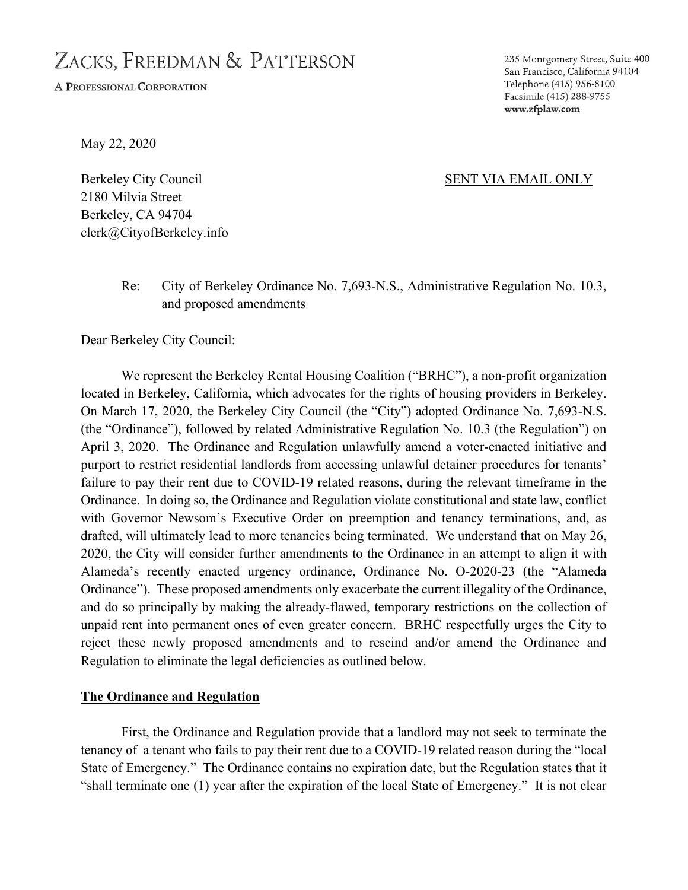# ZACKS, FREEDMAN & PATTERSON

A PROFESSIONAL CORPORATION

235 Montgomery Street, Suite 400
San Francisco, California 94104
Telephone (415) 956-8100
Facsimile (415) 288-9755
**www.zfplaw.com**

May 22, 2020

Berkeley City Council
2180 Milvia Street
Berkeley, CA 94704
clerk@CityofBerkeley.info

SENT VIA EMAIL ONLY

Re: City of Berkeley Ordinance No. 7,693-N.S., Administrative Regulation No. 10.3, and proposed amendments

Dear Berkeley City Council:

We represent the Berkeley Rental Housing Coalition ("BRHC"), a non-profit organization located in Berkeley, California, which advocates for the rights of housing providers in Berkeley. On March 17, 2020, the Berkeley City Council (the "City") adopted Ordinance No. 7,693-N.S. (the "Ordinance"), followed by related Administrative Regulation No. 10.3 (the Regulation") on April 3, 2020. The Ordinance and Regulation unlawfully amend a voter-enacted initiative and purport to restrict residential landlords from accessing unlawful detainer procedures for tenants' failure to pay their rent due to COVID-19 related reasons, during the relevant timeframe in the Ordinance. In doing so, the Ordinance and Regulation violate constitutional and state law, conflict with Governor Newsom's Executive Order on preemption and tenancy terminations, and, as drafted, will ultimately lead to more tenancies being terminated. We understand that on May 26, 2020, the City will consider further amendments to the Ordinance in an attempt to align it with Alameda's recently enacted urgency ordinance, Ordinance No. O-2020-23 (the "Alameda Ordinance"). These proposed amendments only exacerbate the current illegality of the Ordinance, and do so principally by making the already-flawed, temporary restrictions on the collection of unpaid rent into permanent ones of even greater concern. BRHC respectfully urges the City to reject these newly proposed amendments and to rescind and/or amend the Ordinance and Regulation to eliminate the legal deficiencies as outlined below.

**The Ordinance and Regulation**

First, the Ordinance and Regulation provide that a landlord may not seek to terminate the tenancy of a tenant who fails to pay their rent due to a COVID-19 related reason during the "local State of Emergency." The Ordinance contains no expiration date, but the Regulation states that it "shall terminate one (1) year after the expiration of the local State of Emergency." It is not clear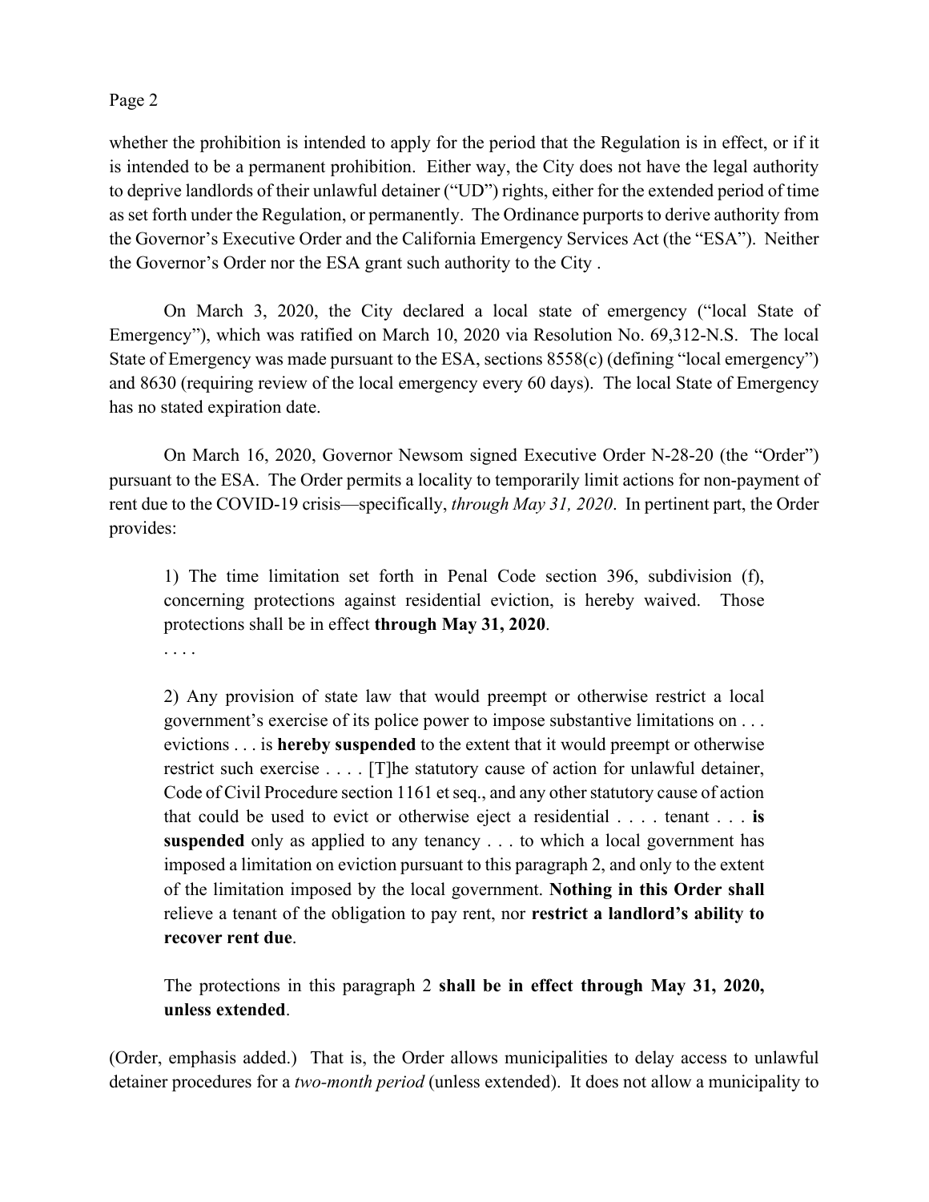whether the prohibition is intended to apply for the period that the Regulation is in effect, or if it is intended to be a permanent prohibition. Either way, the City does not have the legal authority to deprive landlords of their unlawful detainer ("UD") rights, either for the extended period of time as set forth under the Regulation, or permanently. The Ordinance purports to derive authority from the Governor's Executive Order and the California Emergency Services Act (the "ESA"). Neither the Governor's Order nor the ESA grant such authority to the City .

On March 3, 2020, the City declared a local state of emergency ("local State of Emergency"), which was ratified on March 10, 2020 via Resolution No. 69,312-N.S. The local State of Emergency was made pursuant to the ESA, sections 8558(c) (defining "local emergency") and 8630 (requiring review of the local emergency every 60 days). The local State of Emergency has no stated expiration date.

On March 16, 2020, Governor Newsom signed Executive Order N-28-20 (the "Order") pursuant to the ESA. The Order permits a locality to temporarily limit actions for non-payment of rent due to the COVID-19 crisis—specifically, *through May 31, 2020*. In pertinent part, the Order provides:

> 1) The time limitation set forth in Penal Code section 396, subdivision (f), concerning protections against residential eviction, is hereby waived. Those protections shall be in effect **through May 31, 2020**.
>
> . . . .
>
> 2) Any provision of state law that would preempt or otherwise restrict a local government's exercise of its police power to impose substantive limitations on . . . evictions . . . is **hereby suspended** to the extent that it would preempt or otherwise restrict such exercise . . . . [T]he statutory cause of action for unlawful detainer, Code of Civil Procedure section 1161 et seq., and any other statutory cause of action that could be used to evict or otherwise eject a residential . . . . tenant . . . **is suspended** only as applied to any tenancy . . . to which a local government has imposed a limitation on eviction pursuant to this paragraph 2, and only to the extent of the limitation imposed by the local government. **Nothing in this Order shall** relieve a tenant of the obligation to pay rent, nor **restrict a landlord's ability to recover rent due**.
>
> The protections in this paragraph 2 **shall be in effect through May 31, 2020, unless extended**.

(Order, emphasis added.) That is, the Order allows municipalities to delay access to unlawful detainer procedures for a *two-month period* (unless extended). It does not allow a municipality to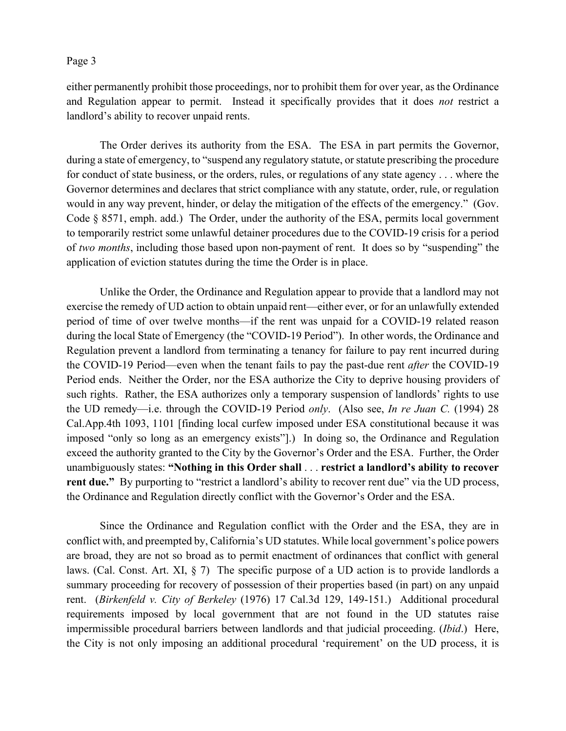either permanently prohibit those proceedings, nor to prohibit them for over year, as the Ordinance and Regulation appear to permit. Instead it specifically provides that it does *not* restrict a landlord's ability to recover unpaid rents.

The Order derives its authority from the ESA. The ESA in part permits the Governor, during a state of emergency, to "suspend any regulatory statute, or statute prescribing the procedure for conduct of state business, or the orders, rules, or regulations of any state agency . . . where the Governor determines and declares that strict compliance with any statute, order, rule, or regulation would in any way prevent, hinder, or delay the mitigation of the effects of the emergency." (Gov. Code § 8571, emph. add.) The Order, under the authority of the ESA, permits local government to temporarily restrict some unlawful detainer procedures due to the COVID-19 crisis for a period of *two months*, including those based upon non-payment of rent. It does so by "suspending" the application of eviction statutes during the time the Order is in place.

Unlike the Order, the Ordinance and Regulation appear to provide that a landlord may not exercise the remedy of UD action to obtain unpaid rent—either ever, or for an unlawfully extended period of time of over twelve months—if the rent was unpaid for a COVID-19 related reason during the local State of Emergency (the "COVID-19 Period"). In other words, the Ordinance and Regulation prevent a landlord from terminating a tenancy for failure to pay rent incurred during the COVID-19 Period—even when the tenant fails to pay the past-due rent *after* the COVID-19 Period ends. Neither the Order, nor the ESA authorize the City to deprive housing providers of such rights. Rather, the ESA authorizes only a temporary suspension of landlords' rights to use the UD remedy—i.e. through the COVID-19 Period *only*. (Also see, *In re Juan C.* (1994) 28 Cal.App.4th 1093, 1101 [finding local curfew imposed under ESA constitutional because it was imposed "only so long as an emergency exists"].) In doing so, the Ordinance and Regulation exceed the authority granted to the City by the Governor's Order and the ESA. Further, the Order unambiguously states: **"Nothing in this Order shall** . . . **restrict a landlord's ability to recover rent due."** By purporting to "restrict a landlord's ability to recover rent due" via the UD process, the Ordinance and Regulation directly conflict with the Governor's Order and the ESA.

Since the Ordinance and Regulation conflict with the Order and the ESA, they are in conflict with, and preempted by, California's UD statutes. While local government's police powers are broad, they are not so broad as to permit enactment of ordinances that conflict with general laws. (Cal. Const. Art. XI, § 7) The specific purpose of a UD action is to provide landlords a summary proceeding for recovery of possession of their properties based (in part) on any unpaid rent. (*Birkenfeld v. City of Berkeley* (1976) 17 Cal.3d 129, 149-151.) Additional procedural requirements imposed by local government that are not found in the UD statutes raise impermissible procedural barriers between landlords and that judicial proceeding. (*Ibid*.) Here, the City is not only imposing an additional procedural 'requirement' on the UD process, it is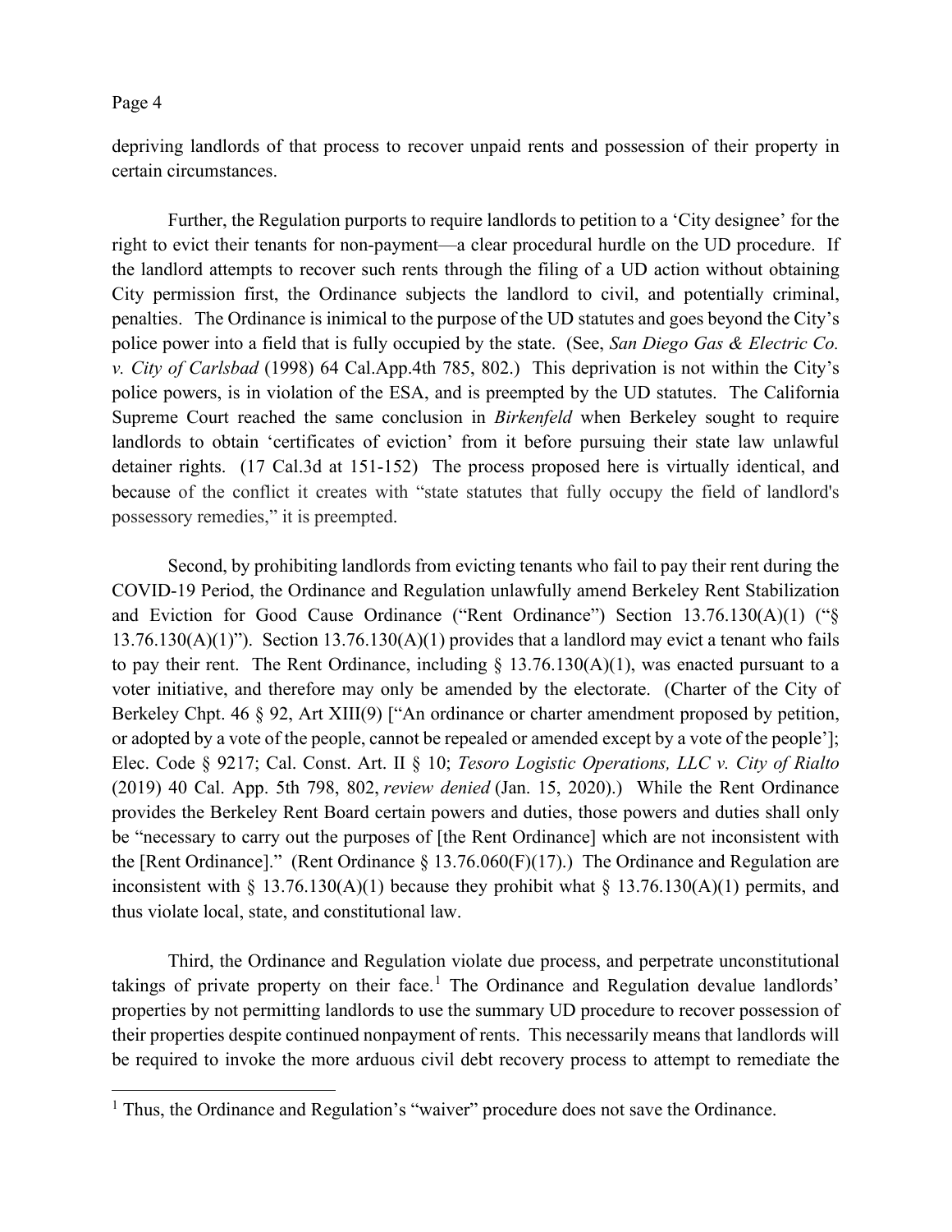depriving landlords of that process to recover unpaid rents and possession of their property in certain circumstances.

Further, the Regulation purports to require landlords to petition to a 'City designee' for the right to evict their tenants for non-payment—a clear procedural hurdle on the UD procedure. If the landlord attempts to recover such rents through the filing of a UD action without obtaining City permission first, the Ordinance subjects the landlord to civil, and potentially criminal, penalties. The Ordinance is inimical to the purpose of the UD statutes and goes beyond the City's police power into a field that is fully occupied by the state. (See, *San Diego Gas & Electric Co. v. City of Carlsbad* (1998) 64 Cal.App.4th 785, 802.) This deprivation is not within the City's police powers, is in violation of the ESA, and is preempted by the UD statutes. The California Supreme Court reached the same conclusion in *Birkenfeld* when Berkeley sought to require landlords to obtain 'certificates of eviction' from it before pursuing their state law unlawful detainer rights. (17 Cal.3d at 151-152) The process proposed here is virtually identical, and because of the conflict it creates with "state statutes that fully occupy the field of landlord's possessory remedies," it is preempted.

Second, by prohibiting landlords from evicting tenants who fail to pay their rent during the COVID-19 Period, the Ordinance and Regulation unlawfully amend Berkeley Rent Stabilization and Eviction for Good Cause Ordinance ("Rent Ordinance") Section 13.76.130(A)(1) ("§ 13.76.130(A)(1)"). Section 13.76.130(A)(1) provides that a landlord may evict a tenant who fails to pay their rent. The Rent Ordinance, including § 13.76.130(A)(1), was enacted pursuant to a voter initiative, and therefore may only be amended by the electorate. (Charter of the City of Berkeley Chpt. 46 § 92, Art XIII(9) ["An ordinance or charter amendment proposed by petition, or adopted by a vote of the people, cannot be repealed or amended except by a vote of the people']; Elec. Code § 9217; Cal. Const. Art. II § 10; *Tesoro Logistic Operations, LLC v. City of Rialto* (2019) 40 Cal. App. 5th 798, 802, *review denied* (Jan. 15, 2020).) While the Rent Ordinance provides the Berkeley Rent Board certain powers and duties, those powers and duties shall only be "necessary to carry out the purposes of [the Rent Ordinance] which are not inconsistent with the [Rent Ordinance]." (Rent Ordinance § 13.76.060(F)(17).) The Ordinance and Regulation are inconsistent with § 13.76.130(A)(1) because they prohibit what § 13.76.130(A)(1) permits, and thus violate local, state, and constitutional law.

Third, the Ordinance and Regulation violate due process, and perpetrate unconstitutional takings of private property on their face.[1] The Ordinance and Regulation devalue landlords' properties by not permitting landlords to use the summary UD procedure to recover possession of their properties despite continued nonpayment of rents. This necessarily means that landlords will be required to invoke the more arduous civil debt recovery process to attempt to remediate the

[1] Thus, the Ordinance and Regulation's "waiver" procedure does not save the Ordinance.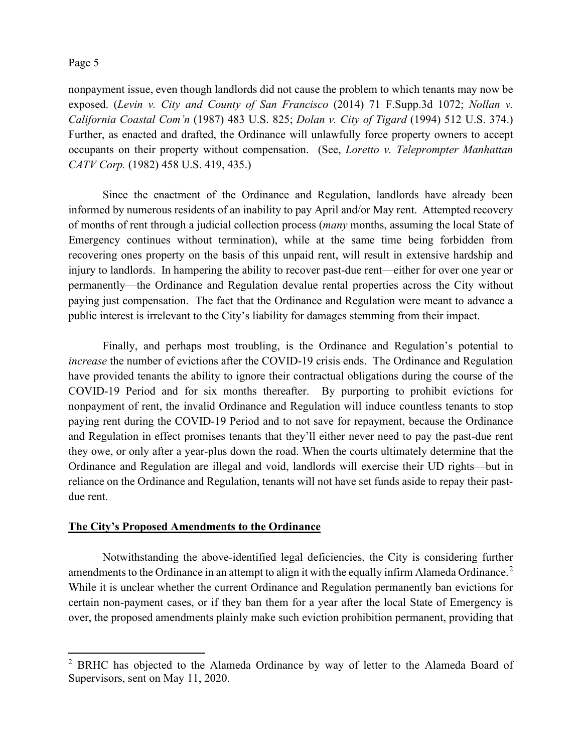nonpayment issue, even though landlords did not cause the problem to which tenants may now be exposed. (*Levin v. City and County of San Francisco* (2014) 71 F.Supp.3d 1072; *Nollan v. California Coastal Com'n* (1987) 483 U.S. 825; *Dolan v. City of Tigard* (1994) 512 U.S. 374.) Further, as enacted and drafted, the Ordinance will unlawfully force property owners to accept occupants on their property without compensation. (See, *Loretto v. Teleprompter Manhattan CATV Corp.* (1982) 458 U.S. 419, 435.)

Since the enactment of the Ordinance and Regulation, landlords have already been informed by numerous residents of an inability to pay April and/or May rent. Attempted recovery of months of rent through a judicial collection process (*many* months, assuming the local State of Emergency continues without termination), while at the same time being forbidden from recovering ones property on the basis of this unpaid rent, will result in extensive hardship and injury to landlords. In hampering the ability to recover past-due rent—either for over one year or permanently—the Ordinance and Regulation devalue rental properties across the City without paying just compensation. The fact that the Ordinance and Regulation were meant to advance a public interest is irrelevant to the City's liability for damages stemming from their impact.

Finally, and perhaps most troubling, is the Ordinance and Regulation's potential to *increase* the number of evictions after the COVID-19 crisis ends. The Ordinance and Regulation have provided tenants the ability to ignore their contractual obligations during the course of the COVID-19 Period and for six months thereafter. By purporting to prohibit evictions for nonpayment of rent, the invalid Ordinance and Regulation will induce countless tenants to stop paying rent during the COVID-19 Period and to not save for repayment, because the Ordinance and Regulation in effect promises tenants that they'll either never need to pay the past-due rent they owe, or only after a year-plus down the road. When the courts ultimately determine that the Ordinance and Regulation are illegal and void, landlords will exercise their UD rights—but in reliance on the Ordinance and Regulation, tenants will not have set funds aside to repay their past-due rent.

**The City's Proposed Amendments to the Ordinance**

Notwithstanding the above-identified legal deficiencies, the City is considering further amendments to the Ordinance in an attempt to align it with the equally infirm Alameda Ordinance.[2] While it is unclear whether the current Ordinance and Regulation permanently ban evictions for certain non-payment cases, or if they ban them for a year after the local State of Emergency is over, the proposed amendments plainly make such eviction prohibition permanent, providing that

[2] BRHC has objected to the Alameda Ordinance by way of letter to the Alameda Board of Supervisors, sent on May 11, 2020.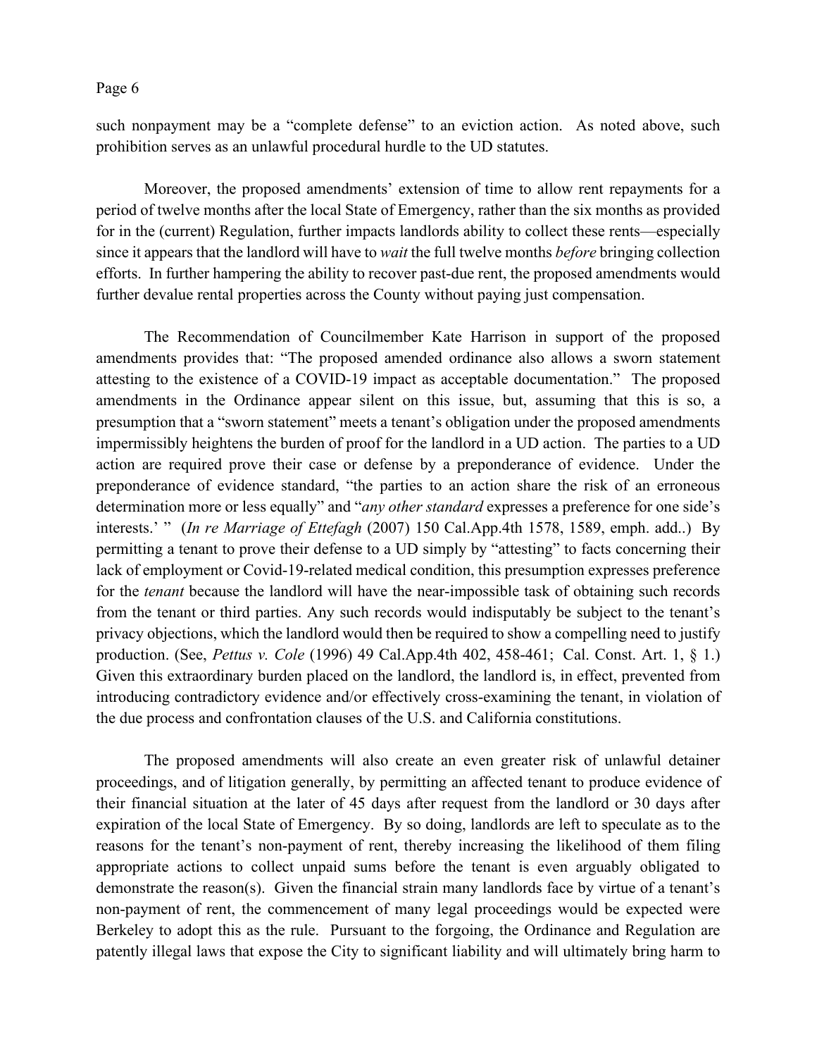such nonpayment may be a "complete defense" to an eviction action. As noted above, such prohibition serves as an unlawful procedural hurdle to the UD statutes.

Moreover, the proposed amendments' extension of time to allow rent repayments for a period of twelve months after the local State of Emergency, rather than the six months as provided for in the (current) Regulation, further impacts landlords ability to collect these rents—especially since it appears that the landlord will have to *wait* the full twelve months *before* bringing collection efforts. In further hampering the ability to recover past-due rent, the proposed amendments would further devalue rental properties across the County without paying just compensation.

The Recommendation of Councilmember Kate Harrison in support of the proposed amendments provides that: "The proposed amended ordinance also allows a sworn statement attesting to the existence of a COVID-19 impact as acceptable documentation." The proposed amendments in the Ordinance appear silent on this issue, but, assuming that this is so, a presumption that a "sworn statement" meets a tenant's obligation under the proposed amendments impermissibly heightens the burden of proof for the landlord in a UD action. The parties to a UD action are required prove their case or defense by a preponderance of evidence. Under the preponderance of evidence standard, "the parties to an action share the risk of an erroneous determination more or less equally" and "*any other standard* expresses a preference for one side's interests.' " (*In re Marriage of Ettefagh* (2007) 150 Cal.App.4th 1578, 1589, emph. add..) By permitting a tenant to prove their defense to a UD simply by "attesting" to facts concerning their lack of employment or Covid-19-related medical condition, this presumption expresses preference for the *tenant* because the landlord will have the near-impossible task of obtaining such records from the tenant or third parties. Any such records would indisputably be subject to the tenant's privacy objections, which the landlord would then be required to show a compelling need to justify production. (See, *Pettus v. Cole* (1996) 49 Cal.App.4th 402, 458-461; Cal. Const. Art. 1, § 1.) Given this extraordinary burden placed on the landlord, the landlord is, in effect, prevented from introducing contradictory evidence and/or effectively cross-examining the tenant, in violation of the due process and confrontation clauses of the U.S. and California constitutions.

The proposed amendments will also create an even greater risk of unlawful detainer proceedings, and of litigation generally, by permitting an affected tenant to produce evidence of their financial situation at the later of 45 days after request from the landlord or 30 days after expiration of the local State of Emergency. By so doing, landlords are left to speculate as to the reasons for the tenant's non-payment of rent, thereby increasing the likelihood of them filing appropriate actions to collect unpaid sums before the tenant is even arguably obligated to demonstrate the reason(s). Given the financial strain many landlords face by virtue of a tenant's non-payment of rent, the commencement of many legal proceedings would be expected were Berkeley to adopt this as the rule. Pursuant to the forgoing, the Ordinance and Regulation are patently illegal laws that expose the City to significant liability and will ultimately bring harm to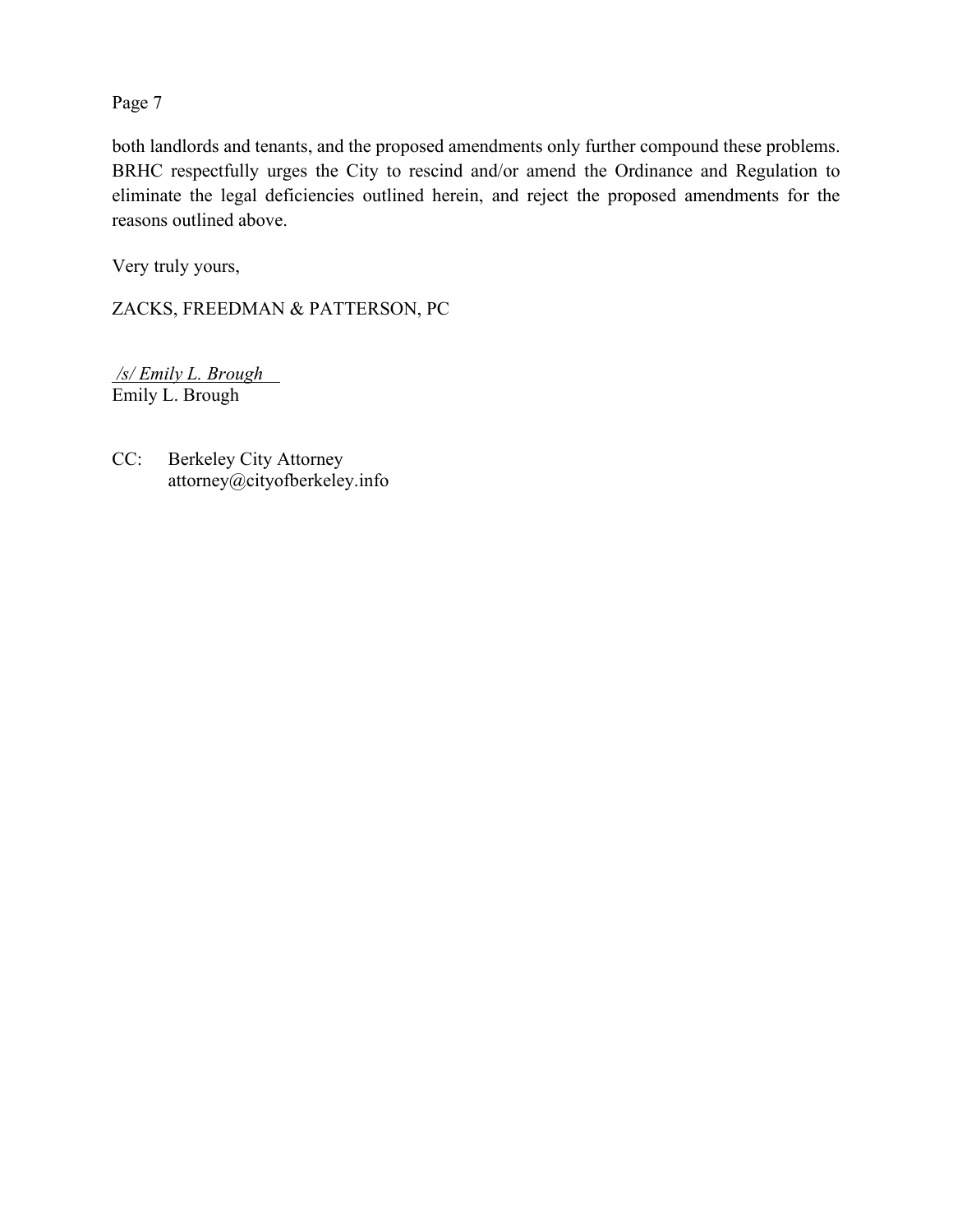both landlords and tenants, and the proposed amendments only further compound these problems. BRHC respectfully urges the City to rescind and/or amend the Ordinance and Regulation to eliminate the legal deficiencies outlined herein, and reject the proposed amendments for the reasons outlined above.

Very truly yours,

ZACKS, FREEDMAN & PATTERSON, PC

*/s/ Emily L. Brough*
Emily L. Brough

CC: Berkeley City Attorney
attorney@cityofberkeley.info